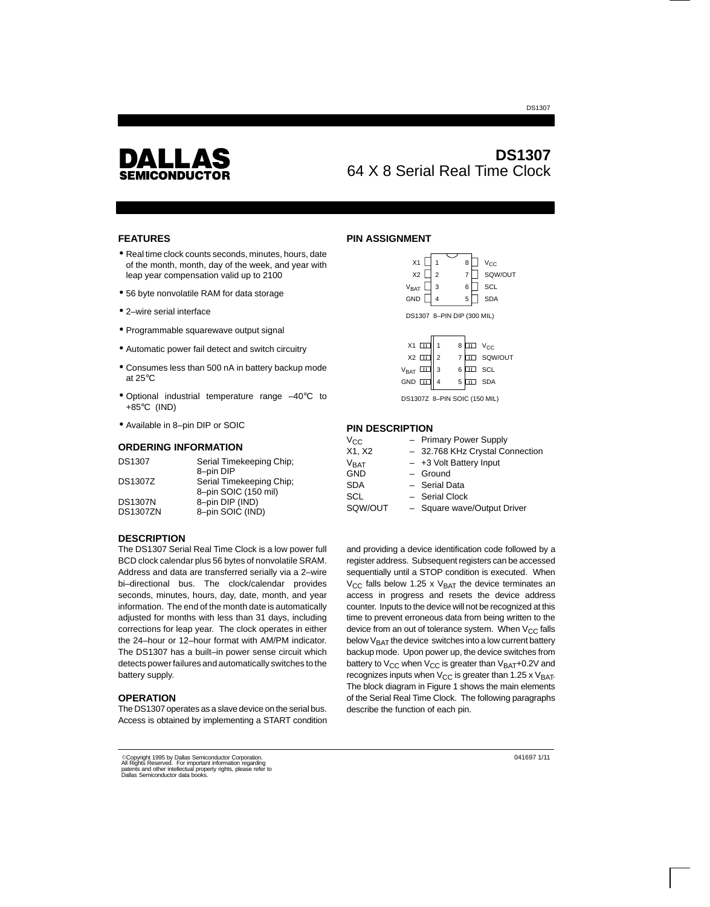# DALLAS SEMICONDUCTOR

# DS1307
## 64 X 8 Serial Real Time Clock

## FEATURES

- Real time clock counts seconds, minutes, hours, date of the month, month, day of the week, and year with leap year compensation valid up to 2100
- 56 byte nonvolatile RAM for data storage
- 2–wire serial interface
- Programmable squarewave output signal
- Automatic power fail detect and switch circuitry
- Consumes less than 500 nA in battery backup mode at 25°C
- Optional industrial temperature range –40°C to +85°C (IND)
- Available in 8–pin DIP or SOIC

## ORDERING INFORMATION

| | |
|---|---|
| DS1307 | Serial Timekeeping Chip; 8–pin DIP |
| DS1307Z | Serial Timekeeping Chip; 8–pin SOIC (150 mil) |
| DS1307N | 8–pin DIP (IND) |
| DS1307ZN | 8–pin SOIC (IND) |

## PIN ASSIGNMENT

| Pin | Name | Pin | Name |
|---|---|---|---|
| 1 | X1 | 8 | $V_{CC}$ |
| 2 | X2 | 7 | SQW/OUT |
| 3 | $V_{BAT}$ | 6 | SCL |
| 4 | GND | 5 | SDA |

DS1307 8–PIN DIP (300 MIL)

| Pin | Name | Pin | Name |
|---|---|---|---|
| 1 | X1 | 8 | $V_{CC}$ |
| 2 | X2 | 7 | SQW/OUT |
| 3 | $V_{BAT}$ | 6 | SCL |
| 4 | GND | 5 | SDA |

DS1307Z 8–PIN SOIC (150 MIL)

## PIN DESCRIPTION

| | |
|---|---|
| $V_{CC}$ | – Primary Power Supply |
| X1, X2 | – 32.768 KHz Crystal Connection |
| $V_{BAT}$ | – +3 Volt Battery Input |
| GND | – Ground |
| SDA | – Serial Data |
| SCL | – Serial Clock |
| SQW/OUT | – Square wave/Output Driver |

## DESCRIPTION

The DS1307 Serial Real Time Clock is a low power full BCD clock calendar plus 56 bytes of nonvolatile SRAM. Address and data are transferred serially via a 2–wire bi–directional bus. The clock/calendar provides seconds, minutes, hours, day, date, month, and year information. The end of the month date is automatically adjusted for months with less than 31 days, including corrections for leap year. The clock operates in either the 24–hour or 12–hour format with AM/PM indicator. The DS1307 has a built–in power sense circuit which detects power failures and automatically switches to the battery supply.

## OPERATION

The DS1307 operates as a slave device on the serial bus. Access is obtained by implementing a START condition and providing a device identification code followed by a register address. Subsequent registers can be accessed sequentially until a STOP condition is executed. When $V_{CC}$ falls below 1.25 x $V_{BAT}$ the device terminates an access in progress and resets the device address counter. Inputs to the device will not be recognized at this time to prevent erroneous data from being written to the device from an out of tolerance system. When $V_{CC}$ falls below $V_{BAT}$ the device switches into a low current battery backup mode. Upon power up, the device switches from battery to $V_{CC}$ when $V_{CC}$ is greater than $V_{BAT}$+0.2V and recognizes inputs when $V_{CC}$ is greater than 1.25 x $V_{BAT}$. The block diagram in Figure 1 shows the main elements of the Serial Real Time Clock. The following paragraphs describe the function of each pin.

©Copyright 1995 by Dallas Semiconductor Corporation. All Rights Reserved. For important information regarding patents and other intellectual property rights, please refer to Dallas Semiconductor data books.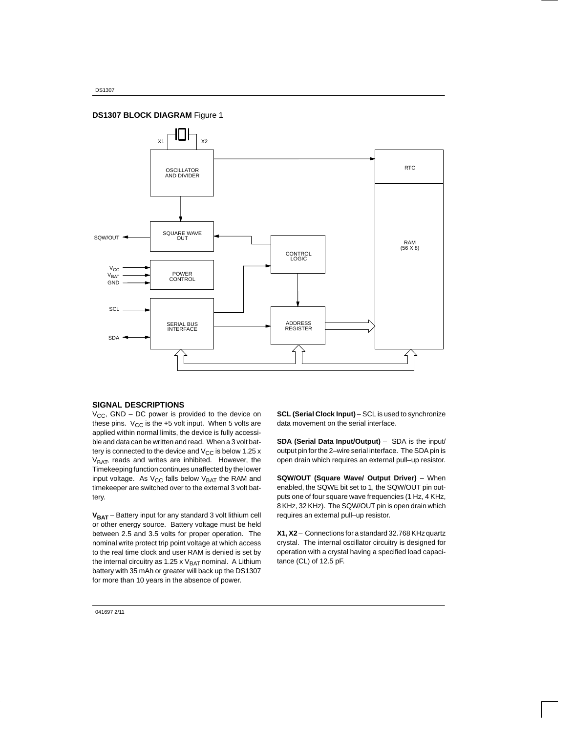**DS1307 BLOCK DIAGRAM** Figure 1

## SIGNAL DESCRIPTIONS

$V_{CC}$, GND – DC power is provided to the device on these pins. $V_{CC}$ is the +5 volt input. When 5 volts are applied within normal limits, the device is fully accessible and data can be written and read. When a 3 volt battery is connected to the device and $V_{CC}$ is below 1.25 x $V_{BAT}$, reads and writes are inhibited. However, the Timekeeping function continues unaffected by the lower input voltage. As $V_{CC}$ falls below $V_{BAT}$ the RAM and timekeeper are switched over to the external 3 volt battery.

**$V_{BAT}$** – Battery input for any standard 3 volt lithium cell or other energy source. Battery voltage must be held between 2.5 and 3.5 volts for proper operation. The nominal write protect trip point voltage at which access to the real time clock and user RAM is denied is set by the internal circuitry as 1.25 x $V_{BAT}$ nominal. A Lithium battery with 35 mAh or greater will back up the DS1307 for more than 10 years in the absence of power.

**SCL (Serial Clock Input)** – SCL is used to synchronize data movement on the serial interface.

**SDA (Serial Data Input/Output)** – SDA is the input/output pin for the 2–wire serial interface. The SDA pin is open drain which requires an external pull–up resistor.

**SQW/OUT (Square Wave/ Output Driver)** – When enabled, the SQWE bit set to 1, the SQW/OUT pin outputs one of four square wave frequencies (1 Hz, 4 KHz, 8 KHz, 32 KHz). The SQW/OUT pin is open drain which requires an external pull–up resistor.

**X1, X2** – Connections for a standard 32.768 KHz quartz crystal. The internal oscillator circuitry is designed for operation with a crystal having a specified load capacitance (CL) of 12.5 pF.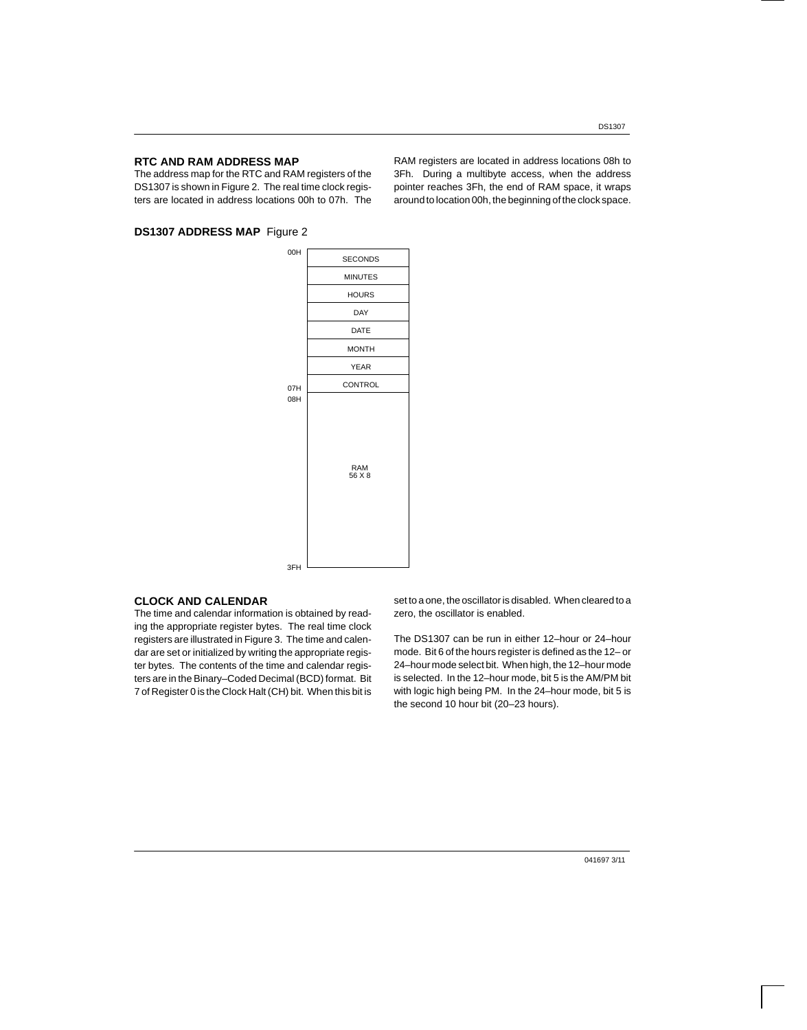## RTC AND RAM ADDRESS MAP

The address map for the RTC and RAM registers of the DS1307 is shown in Figure 2. The real time clock registers are located in address locations 00h to 07h. The RAM registers are located in address locations 08h to 3Fh. During a multibyte access, when the address pointer reaches 3Fh, the end of RAM space, it wraps around to location 00h, the beginning of the clock space.

**DS1307 ADDRESS MAP** Figure 2

| Address | Register |
|---|---|
| 00H | SECONDS |
| | MINUTES |
| | HOURS |
| | DAY |
| | DATE |
| | MONTH |
| | YEAR |
| 07H | CONTROL |
| 08H–3FH | RAM 56 X 8 |

## CLOCK AND CALENDAR

The time and calendar information is obtained by reading the appropriate register bytes. The real time clock registers are illustrated in Figure 3. The time and calendar are set or initialized by writing the appropriate register bytes. The contents of the time and calendar registers are in the Binary–Coded Decimal (BCD) format. Bit 7 of Register 0 is the Clock Halt (CH) bit. When this bit is set to a one, the oscillator is disabled. When cleared to a zero, the oscillator is enabled.

The DS1307 can be run in either 12–hour or 24–hour mode. Bit 6 of the hours register is defined as the 12– or 24–hour mode select bit. When high, the 12–hour mode is selected. In the 12–hour mode, bit 5 is the AM/PM bit with logic high being PM. In the 24–hour mode, bit 5 is the second 10 hour bit (20–23 hours).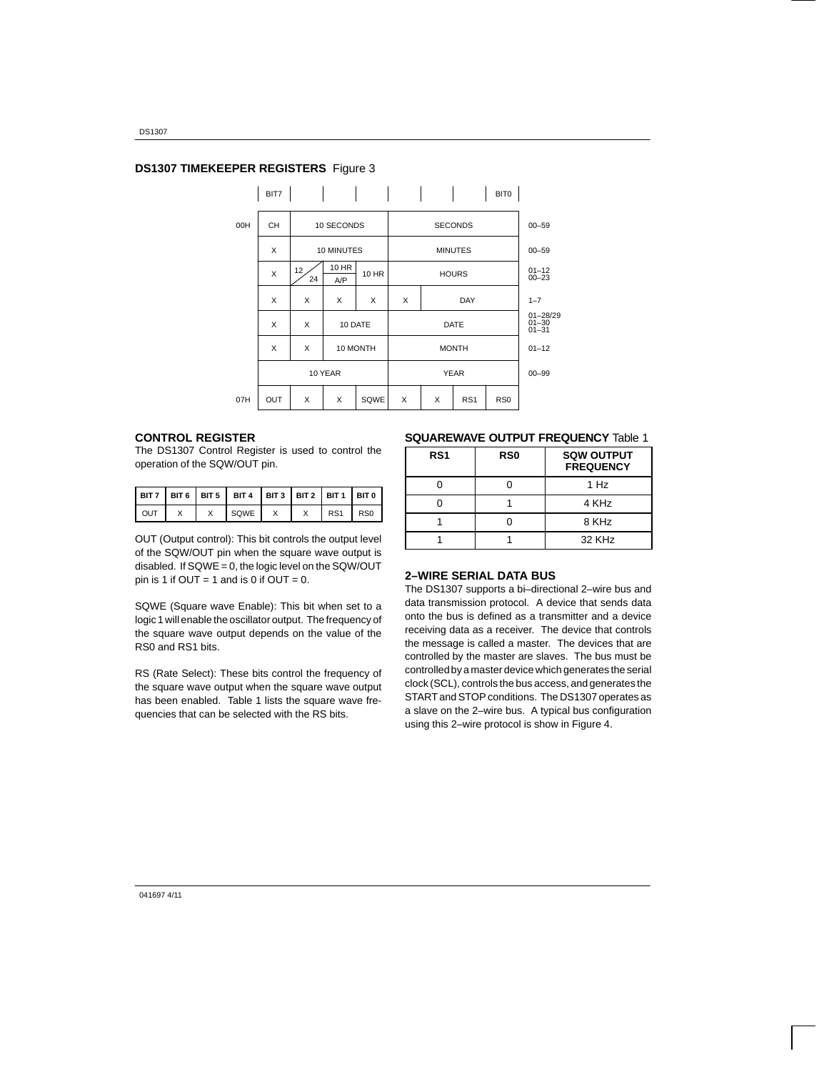## DS1307 TIMEKEEPER REGISTERS Figure 3

| | BIT7 | | | | | | | BIT0 | |
|---|---|---|---|---|---|---|---|---|---|
| 00H | CH | 10 SECONDS | | | SECONDS | | | | 00–59 |
| | X | 10 MINUTES | | | MINUTES | | | | 00–59 |
| | X | 12/24 | 10 HR A/P | 10 HR | HOURS | | | | 01–12 00–23 |
| | X | X | X | X | X | DAY | | | 1–7 |
| | X | X | 10 DATE | | DATE | | | | 01–28/29 01–30 01–31 |
| | X | X | 10 MONTH | | MONTH | | | | 01–12 |
| | 10 YEAR | | | | YEAR | | | | 00–99 |
| 07H | OUT | X | X | SQWE | X | X | RS1 | RS0 | |

## CONTROL REGISTER

The DS1307 Control Register is used to control the operation of the SQW/OUT pin.

| BIT 7 | BIT 6 | BIT 5 | BIT 4 | BIT 3 | BIT 2 | BIT 1 | BIT 0 |
|---|---|---|---|---|---|---|---|
| OUT | X | X | SQWE | X | X | RS1 | RS0 |

OUT (Output control): This bit controls the output level of the SQW/OUT pin when the square wave output is disabled. If SQWE = 0, the logic level on the SQW/OUT pin is 1 if OUT = 1 and is 0 if OUT = 0.

SQWE (Square wave Enable): This bit when set to a logic 1 will enable the oscillator output. The frequency of the square wave output depends on the value of the RS0 and RS1 bits.

RS (Rate Select): These bits control the frequency of the square wave output when the square wave output has been enabled. Table 1 lists the square wave frequencies that can be selected with the RS bits.

**SQUAREWAVE OUTPUT FREQUENCY** Table 1

| RS1 | RS0 | SQW OUTPUT FREQUENCY |
|---|---|---|
| 0 | 0 | 1 Hz |
| 0 | 1 | 4 KHz |
| 1 | 0 | 8 KHz |
| 1 | 1 | 32 KHz |

## 2–WIRE SERIAL DATA BUS

The DS1307 supports a bi–directional 2–wire bus and data transmission protocol. A device that sends data onto the bus is defined as a transmitter and a device receiving data as a receiver. The device that controls the message is called a master. The devices that are controlled by the master are slaves. The bus must be controlled by a master device which generates the serial clock (SCL), controls the bus access, and generates the START and STOP conditions. The DS1307 operates as a slave on the 2–wire bus. A typical bus configuration using this 2–wire protocol is show in Figure 4.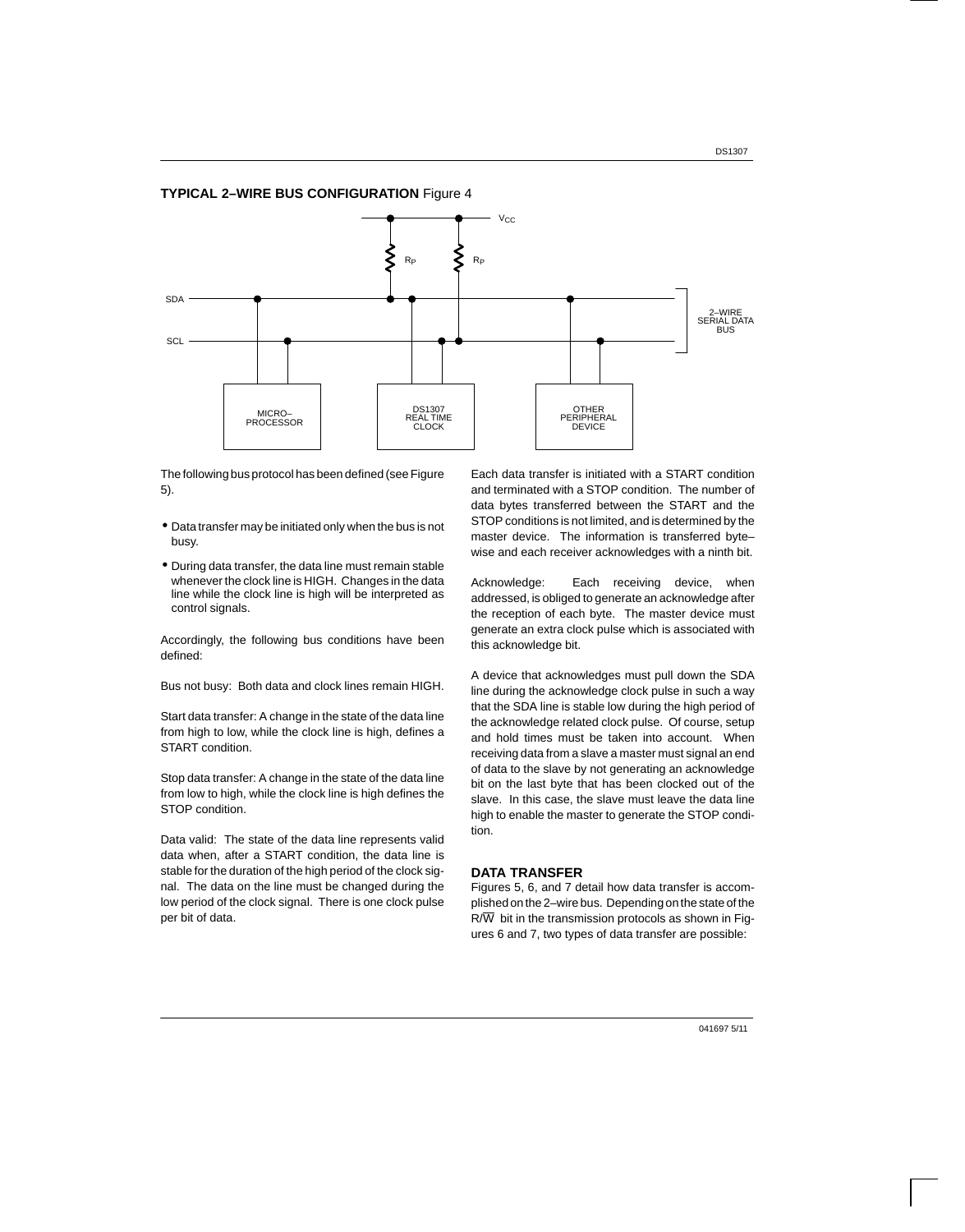**TYPICAL 2–WIRE BUS CONFIGURATION** Figure 4

The following bus protocol has been defined (see Figure 5).

- Data transfer may be initiated only when the bus is not busy.
- During data transfer, the data line must remain stable whenever the clock line is HIGH. Changes in the data line while the clock line is high will be interpreted as control signals.

Accordingly, the following bus conditions have been defined:

Bus not busy: Both data and clock lines remain HIGH.

Start data transfer: A change in the state of the data line from high to low, while the clock line is high, defines a START condition.

Stop data transfer: A change in the state of the data line from low to high, while the clock line is high defines the STOP condition.

Data valid: The state of the data line represents valid data when, after a START condition, the data line is stable for the duration of the high period of the clock signal. The data on the line must be changed during the low period of the clock signal. There is one clock pulse per bit of data.

Each data transfer is initiated with a START condition and terminated with a STOP condition. The number of data bytes transferred between the START and the STOP conditions is not limited, and is determined by the master device. The information is transferred byte–wise and each receiver acknowledges with a ninth bit.

Acknowledge: Each receiving device, when addressed, is obliged to generate an acknowledge after the reception of each byte. The master device must generate an extra clock pulse which is associated with this acknowledge bit.

A device that acknowledges must pull down the SDA line during the acknowledge clock pulse in such a way that the SDA line is stable low during the high period of the acknowledge related clock pulse. Of course, setup and hold times must be taken into account. When receiving data from a slave a master must signal an end of data to the slave by not generating an acknowledge bit on the last byte that has been clocked out of the slave. In this case, the slave must leave the data line high to enable the master to generate the STOP condition.

### DATA TRANSFER

Figures 5, 6, and 7 detail how data transfer is accomplished on the 2–wire bus. Depending on the state of the $R/\overline{W}$ bit in the transmission protocols as shown in Figures 6 and 7, two types of data transfer are possible: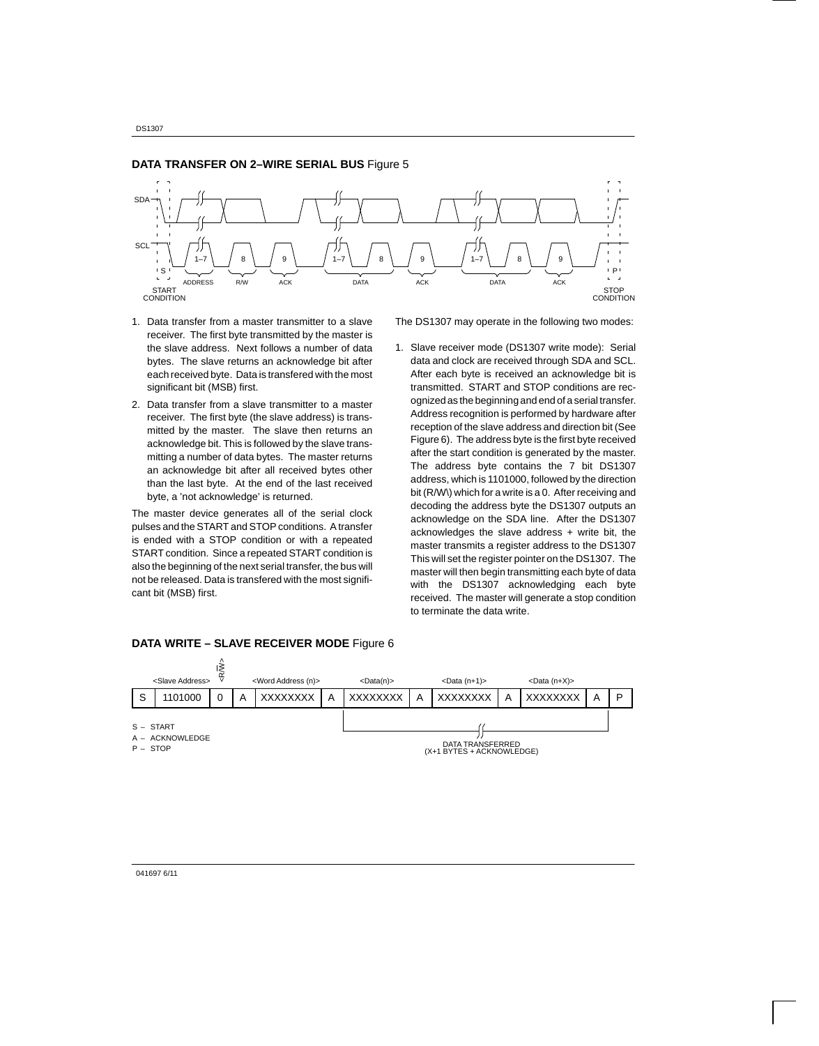## DATA TRANSFER ON 2–WIRE SERIAL BUS Figure 5

SDA

SCL

S | 1–7 | 8 | 9 | 1–7 | 8 | 9 | 1–7 | 8 | 9 | P

START CONDITION | ADDRESS | R/W | ACK | DATA | ACK | DATA | ACK | STOP CONDITION

1. Data transfer from a master transmitter to a slave receiver. The first byte transmitted by the master is the slave address. Next follows a number of data bytes. The slave returns an acknowledge bit after each received byte. Data is transfered with the most significant bit (MSB) first.

2. Data transfer from a slave transmitter to a master receiver. The first byte (the slave address) is transmitted by the master. The slave then returns an acknowledge bit. This is followed by the slave transmitting a number of data bytes. The master returns an acknowledge bit after all received bytes other than the last byte. At the end of the last received byte, a 'not acknowledge' is returned.

The master device generates all of the serial clock pulses and the START and STOP conditions. A transfer is ended with a STOP condition or with a repeated START condition. Since a repeated START condition is also the beginning of the next serial transfer, the bus will not be released. Data is transfered with the most significant bit (MSB) first.

The DS1307 may operate in the following two modes:

1. Slave receiver mode (DS1307 write mode): Serial data and clock are received through SDA and SCL. After each byte is received an acknowledge bit is transmitted. START and STOP conditions are recognized as the beginning and end of a serial transfer. Address recognition is performed by hardware after reception of the slave address and direction bit (See Figure 6). The address byte is the first byte received after the start condition is generated by the master. The address byte contains the 7 bit DS1307 address, which is 1101000, followed by the direction bit (R/W\) which for a write is a 0. After receiving and decoding the address byte the DS1307 outputs an acknowledge on the SDA line. After the DS1307 acknowledges the slave address + write bit, the master transmits a register address to the DS1307 This will set the register pointer on the DS1307. The master will then begin transmitting each byte of data with the DS1307 acknowledging each byte received. The master will generate a stop condition to terminate the data write.

## DATA WRITE – SLAVE RECEIVER MODE Figure 6

| | <Slave Address> | <R/W> | | <Word Address (n)> | | <Data(n)> | | <Data (n+1)> | | <Data (n+X)> | | |
|---|---|---|---|---|---|---|---|---|---|---|---|---|
| S | 1101000 | 0 | A | XXXXXXXX | A | XXXXXXXX | A | XXXXXXXX | A | XXXXXXXX | A | P |

S – START
A – ACKNOWLEDGE
P – STOP

DATA TRANSFERRED
(X+1 BYTES + ACKNOWLEDGE)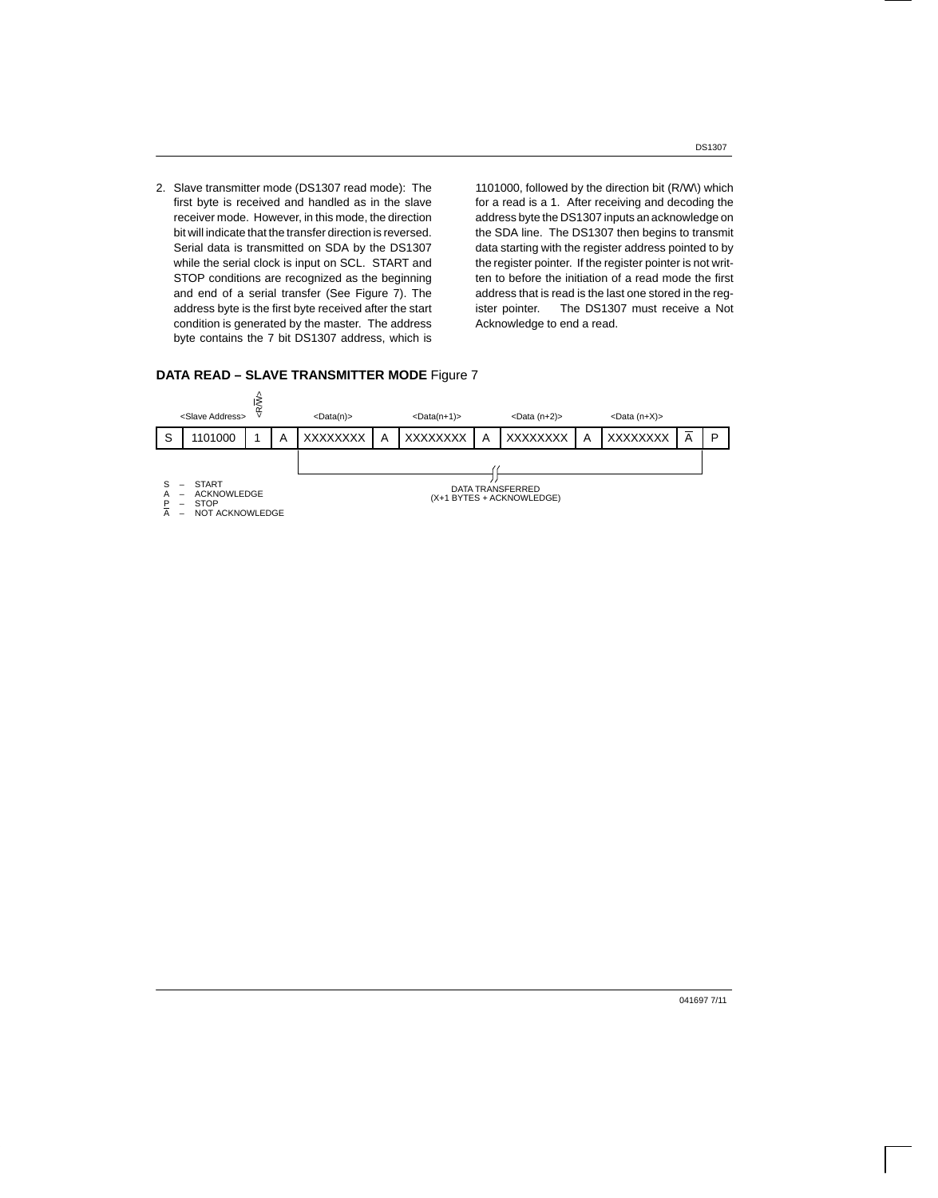2. Slave transmitter mode (DS1307 read mode): The first byte is received and handled as in the slave receiver mode. However, in this mode, the direction bit will indicate that the transfer direction is reversed. Serial data is transmitted on SDA by the DS1307 while the serial clock is input on SCL. START and STOP conditions are recognized as the beginning and end of a serial transfer (See Figure 7). The address byte is the first byte received after the start condition is generated by the master. The address byte contains the 7 bit DS1307 address, which is 1101000, followed by the direction bit (R/W\) which for a read is a 1. After receiving and decoding the address byte the DS1307 inputs an acknowledge on the SDA line. The DS1307 then begins to transmit data starting with the register address pointed to by the register pointer. If the register pointer is not written to before the initiation of a read mode the first address that is read is the last one stored in the register pointer. The DS1307 must receive a Not Acknowledge to end a read.

**DATA READ – SLAVE TRANSMITTER MODE** Figure 7

| | <Slave Address> | <R/$\overline{W}$> | | <Data(n)> | | <Data(n+1)> | | <Data (n+2)> | | <Data (n+X)> | | |
|---|---|---|---|---|---|---|---|---|---|---|---|---|
| S | 1101000 | 1 | A | XXXXXXXX | A | XXXXXXXX | A | XXXXXXXX | A | XXXXXXXX | $\overline{A}$ | P |

DATA TRANSFERRED (X+1 BYTES + ACKNOWLEDGE)

S – START
A – ACKNOWLEDGE
P – STOP
$\overline{A}$ – NOT ACKNOWLEDGE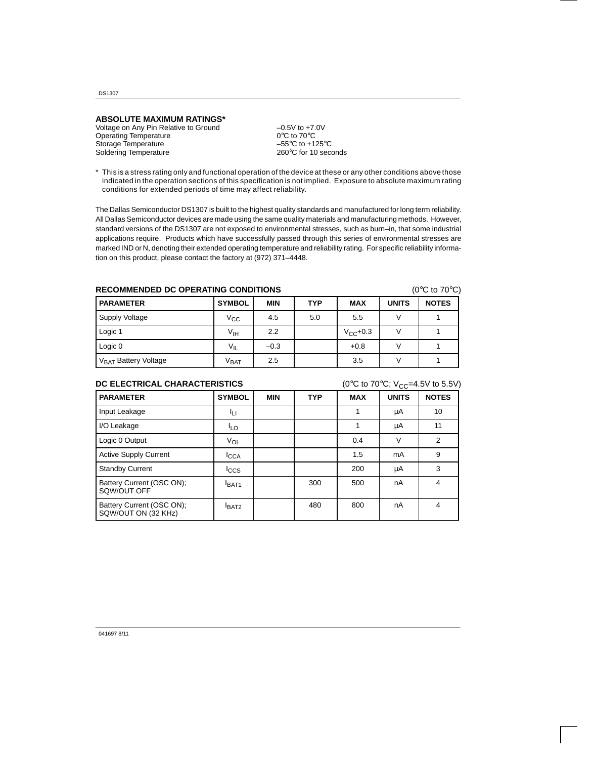## ABSOLUTE MAXIMUM RATINGS*

Voltage on Any Pin Relative to Ground –0.5V to +7.0V
Operating Temperature 0°C to 70°C
Storage Temperature –55°C to +125°C
Soldering Temperature 260°C for 10 seconds

* This is a stress rating only and functional operation of the device at these or any other conditions above those indicated in the operation sections of this specification is not implied. Exposure to absolute maximum rating conditions for extended periods of time may affect reliability.

The Dallas Semiconductor DS1307 is built to the highest quality standards and manufactured for long term reliability. All Dallas Semiconductor devices are made using the same quality materials and manufacturing methods. However, standard versions of the DS1307 are not exposed to environmental stresses, such as burn–in, that some industrial applications require. Products which have successfully passed through this series of environmental stresses are marked IND or N, denoting their extended operating temperature and reliability rating. For specific reliability information on this product, please contact the factory at (972) 371–4448.

## RECOMMENDED DC OPERATING CONDITIONS

(0°C to 70°C)

| PARAMETER | SYMBOL | MIN | TYP | MAX | UNITS | NOTES |
|---|---|---|---|---|---|---|
| Supply Voltage | $V_{CC}$ | 4.5 | 5.0 | 5.5 | V | 1 |
| Logic 1 | $V_{IH}$ | 2.2 | | $V_{CC}$+0.3 | V | 1 |
| Logic 0 | $V_{IL}$ | –0.3 | | +0.8 | V | 1 |
| $V_{BAT}$ Battery Voltage | $V_{BAT}$ | 2.5 | | 3.5 | V | 1 |

## DC ELECTRICAL CHARACTERISTICS

(0°C to 70°C; $V_{CC}$=4.5V to 5.5V)

| PARAMETER | SYMBOL | MIN | TYP | MAX | UNITS | NOTES |
|---|---|---|---|---|---|---|
| Input Leakage | $I_{LI}$ | | | 1 | μA | 10 |
| I/O Leakage | $I_{LO}$ | | | 1 | μA | 11 |
| Logic 0 Output | $V_{OL}$ | | | 0.4 | V | 2 |
| Active Supply Current | $I_{CCA}$ | | | 1.5 | mA | 9 |
| Standby Current | $I_{CCS}$ | | | 200 | μA | 3 |
| Battery Current (OSC ON); SQW/OUT OFF | $I_{BAT1}$ | | 300 | 500 | nA | 4 |
| Battery Current (OSC ON); SQW/OUT ON (32 KHz) | $I_{BAT2}$ | | 480 | 800 | nA | 4 |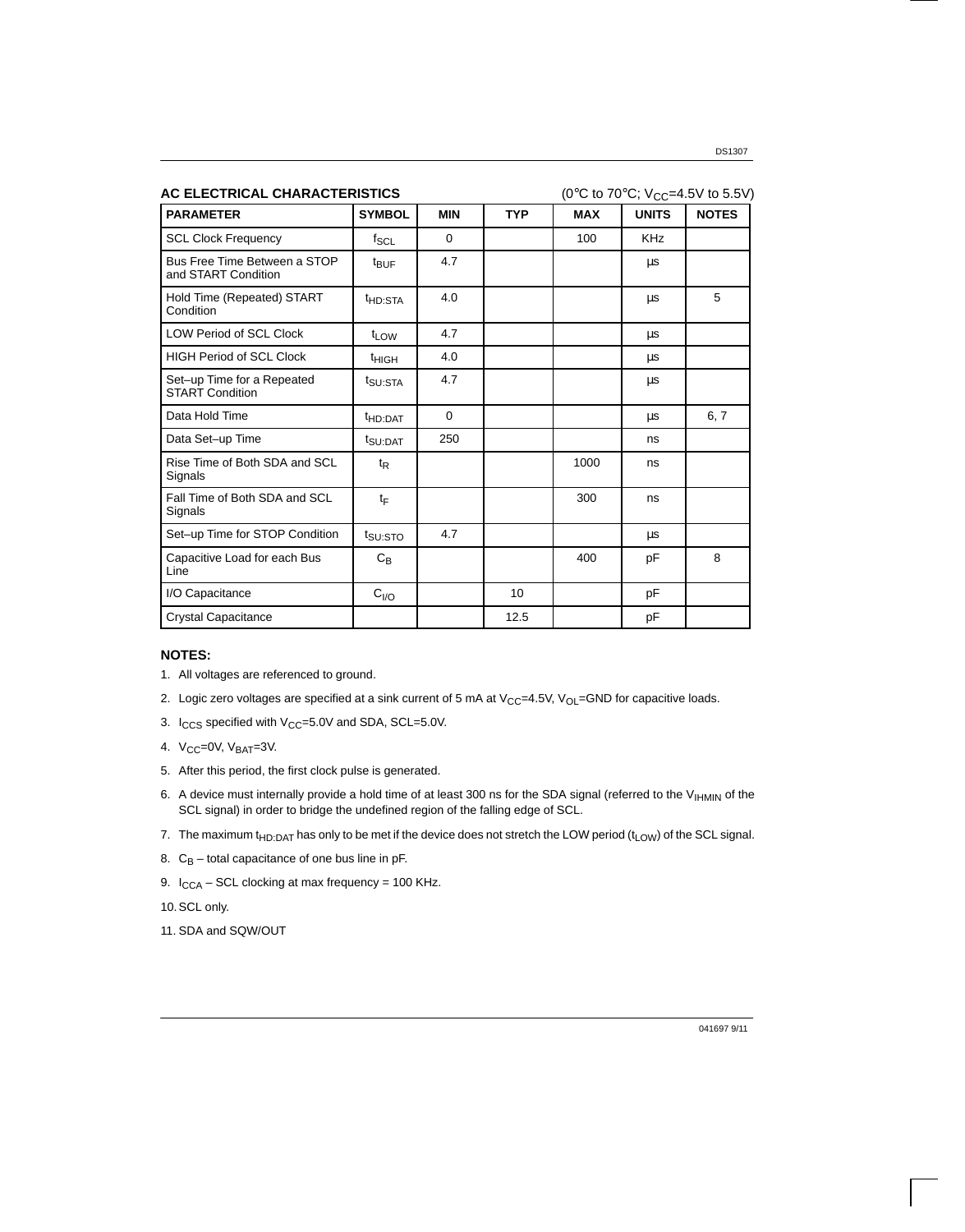## AC ELECTRICAL CHARACTERISTICS

(0°C to 70°C; $V_{CC}$=4.5V to 5.5V)

| PARAMETER | SYMBOL | MIN | TYP | MAX | UNITS | NOTES |
|---|---|---|---|---|---|---|
| SCL Clock Frequency | $f_{SCL}$ | 0 | | 100 | KHz | |
| Bus Free Time Between a STOP and START Condition | $t_{BUF}$ | 4.7 | | | μs | |
| Hold Time (Repeated) START Condition | $t_{HD:STA}$ | 4.0 | | | μs | 5 |
| LOW Period of SCL Clock | $t_{LOW}$ | 4.7 | | | μs | |
| HIGH Period of SCL Clock | $t_{HIGH}$ | 4.0 | | | μs | |
| Set–up Time for a Repeated START Condition | $t_{SU:STA}$ | 4.7 | | | μs | |
| Data Hold Time | $t_{HD:DAT}$ | 0 | | | μs | 6, 7 |
| Data Set–up Time | $t_{SU:DAT}$ | 250 | | | ns | |
| Rise Time of Both SDA and SCL Signals | $t_R$ | | | 1000 | ns | |
| Fall Time of Both SDA and SCL Signals | $t_F$ | | | 300 | ns | |
| Set–up Time for STOP Condition | $t_{SU:STO}$ | 4.7 | | | μs | |
| Capacitive Load for each Bus Line | $C_B$ | | | 400 | pF | 8 |
| I/O Capacitance | $C_{I/O}$ | | 10 | | pF | |
| Crystal Capacitance | | | 12.5 | | pF | |

**NOTES:**

1. All voltages are referenced to ground.
2. Logic zero voltages are specified at a sink current of 5 mA at $V_{CC}$=4.5V, $V_{OL}$=GND for capacitive loads.
3. $I_{CCS}$ specified with $V_{CC}$=5.0V and SDA, SCL=5.0V.
4. $V_{CC}$=0V, $V_{BAT}$=3V.
5. After this period, the first clock pulse is generated.
6. A device must internally provide a hold time of at least 300 ns for the SDA signal (referred to the $V_{IHMIN}$ of the SCL signal) in order to bridge the undefined region of the falling edge of SCL.
7. The maximum $t_{HD:DAT}$ has only to be met if the device does not stretch the LOW period ($t_{LOW}$) of the SCL signal.
8. $C_B$ – total capacitance of one bus line in pF.
9. $I_{CCA}$ – SCL clocking at max frequency = 100 KHz.
10. SCL only.
11. SDA and SQW/OUT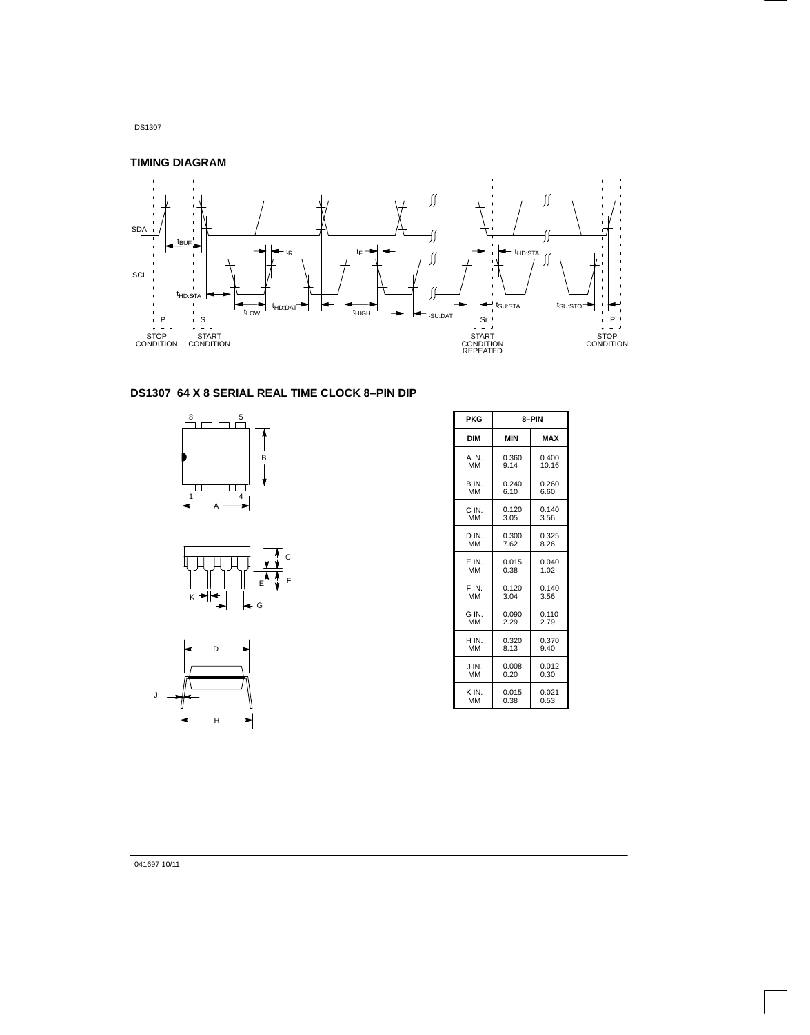## TIMING DIAGRAM

## DS1307 64 X 8 SERIAL REAL TIME CLOCK 8–PIN DIP

| PKG | 8–PIN | |
|---|---|---|
| DIM | MIN | MAX |
| A IN. MM | 0.360 9.14 | 0.400 10.16 |
| B IN. MM | 0.240 6.10 | 0.260 6.60 |
| C IN. MM | 0.120 3.05 | 0.140 3.56 |
| D IN. MM | 0.300 7.62 | 0.325 8.26 |
| E IN. MM | 0.015 0.38 | 0.040 1.02 |
| F IN. MM | 0.120 3.04 | 0.140 3.56 |
| G IN. MM | 0.090 2.29 | 0.110 2.79 |
| H IN. MM | 0.320 8.13 | 0.370 9.40 |
| J IN. MM | 0.008 0.20 | 0.012 0.30 |
| K IN. MM | 0.015 0.38 | 0.021 0.53 |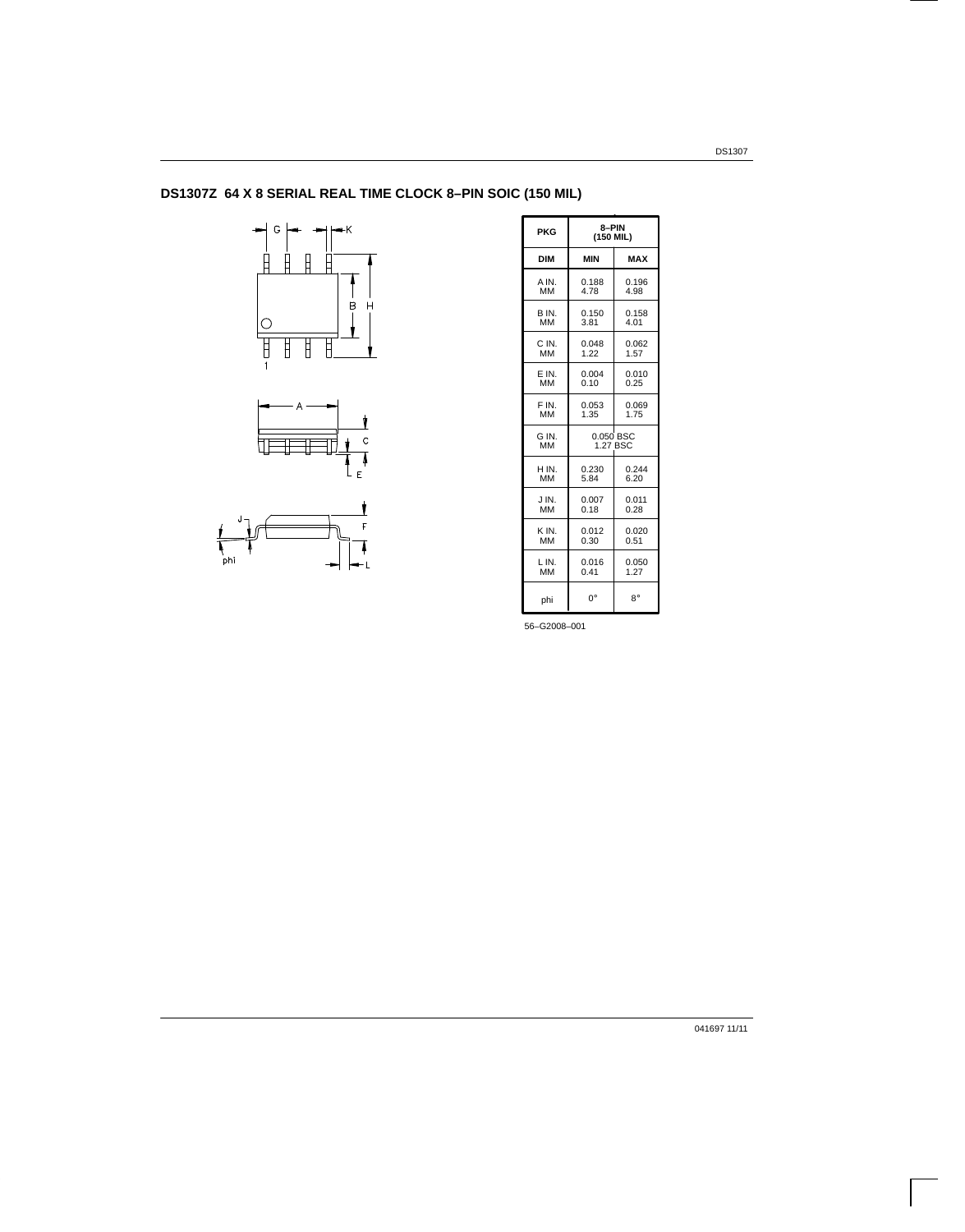## DS1307Z 64 X 8 SERIAL REAL TIME CLOCK 8–PIN SOIC (150 MIL)

G
K
B
H
1
A
C
E
J
F
phi
L

| PKG | 8–PIN (150 MIL) | |
|---|---|---|
| DIM | MIN | MAX |
| A IN. MM | 0.188 4.78 | 0.196 4.98 |
| B IN. MM | 0.150 3.81 | 0.158 4.01 |
| C IN. MM | 0.048 1.22 | 0.062 1.57 |
| E IN. MM | 0.004 0.10 | 0.010 0.25 |
| F IN. MM | 0.053 1.35 | 0.069 1.75 |
| G IN. MM | 0.050 BSC 1.27 BSC | |
| H IN. MM | 0.230 5.84 | 0.244 6.20 |
| J IN. MM | 0.007 0.18 | 0.011 0.28 |
| K IN. MM | 0.012 0.30 | 0.020 0.51 |
| L IN. MM | 0.016 0.41 | 0.050 1.27 |
| phi | 0° | 8° |

56–G2008–001